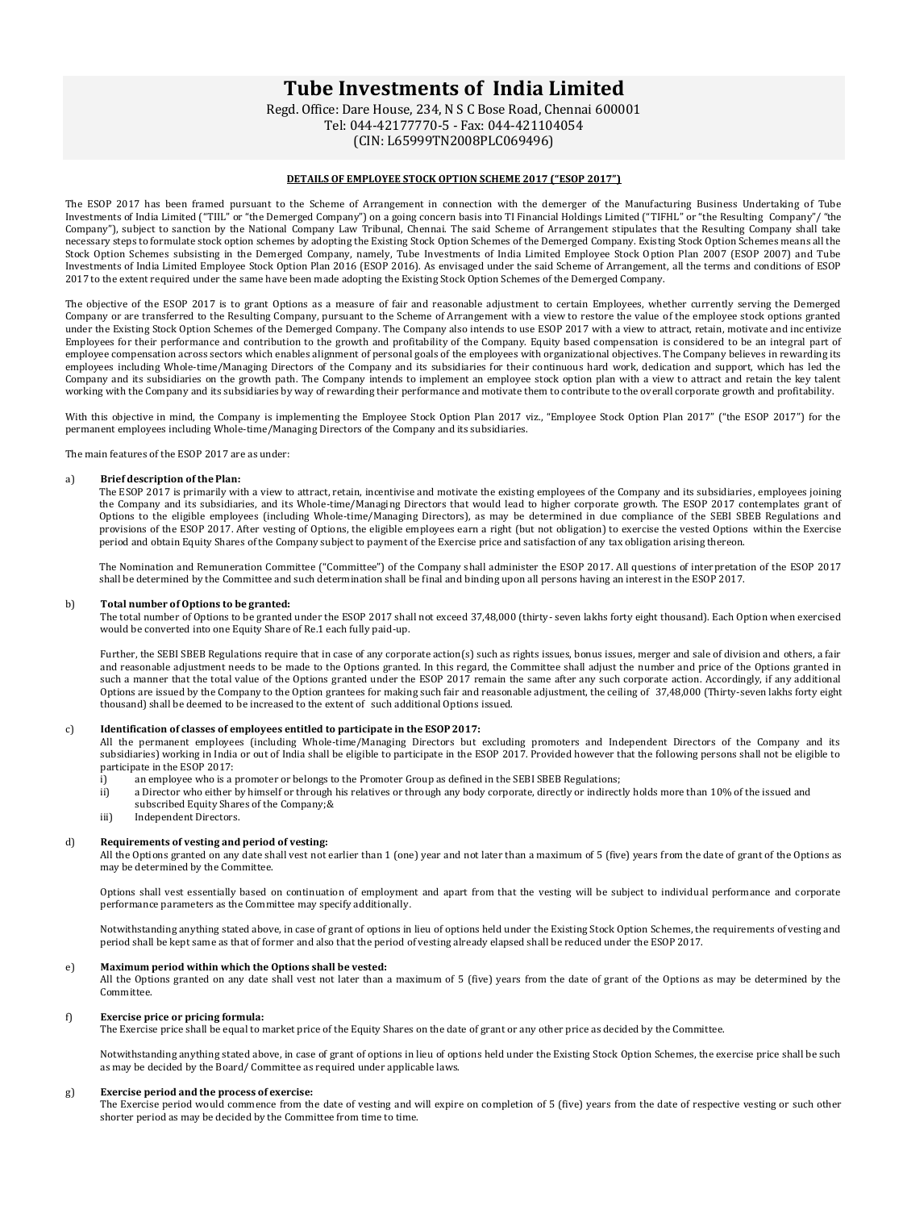# Tube Investments of India Limited

Regd. Office: Dare House, 234, N S C Bose Road, Chennai 600001
Tel: 044-42177770-5 - Fax: 044-421104054
(CIN: L65999TN2008PLC069496)

## DETAILS OF EMPLOYEE STOCK OPTION SCHEME 2017 ("ESOP 2017")

The ESOP 2017 has been framed pursuant to the Scheme of Arrangement in connection with the demerger of the Manufacturing Business Undertaking of Tube Investments of India Limited ("TIIL" or "the Demerged Company") on a going concern basis into TI Financial Holdings Limited ("TIFHL" or "the Resulting Company"/ "the Company"), subject to sanction by the National Company Law Tribunal, Chennai. The said Scheme of Arrangement stipulates that the Resulting Company shall take necessary steps to formulate stock option schemes by adopting the Existing Stock Option Schemes of the Demerged Company. Existing Stock Option Schemes means all the Stock Option Schemes subsisting in the Demerged Company, namely, Tube Investments of India Limited Employee Stock Option Plan 2007 (ESOP 2007) and Tube Investments of India Limited Employee Stock Option Plan 2016 (ESOP 2016). As envisaged under the said Scheme of Arrangement, all the terms and conditions of ESOP 2017 to the extent required under the same have been made adopting the Existing Stock Option Schemes of the Demerged Company.

The objective of the ESOP 2017 is to grant Options as a measure of fair and reasonable adjustment to certain Employees, whether currently serving the Demerged Company or are transferred to the Resulting Company, pursuant to the Scheme of Arrangement with a view to restore the value of the employee stock options granted under the Existing Stock Option Schemes of the Demerged Company. The Company also intends to use ESOP 2017 with a view to attract, retain, motivate and incentivize Employees for their performance and contribution to the growth and profitability of the Company. Equity based compensation is considered to be an integral part of employee compensation across sectors which enables alignment of personal goals of the employees with organizational objectives. The Company believes in rewarding its employees including Whole-time/Managing Directors of the Company and its subsidiaries for their continuous hard work, dedication and support, which has led the Company and its subsidiaries on the growth path. The Company intends to implement an employee stock option plan with a view to attract and retain the key talent working with the Company and its subsidiaries by way of rewarding their performance and motivate them to contribute to the overall corporate growth and profitability.

With this objective in mind, the Company is implementing the Employee Stock Option Plan 2017 viz., "Employee Stock Option Plan 2017" ("the ESOP 2017") for the permanent employees including Whole-time/Managing Directors of the Company and its subsidiaries.

The main features of the ESOP 2017 are as under:

a) **Brief description of the Plan:**

The ESOP 2017 is primarily with a view to attract, retain, incentivise and motivate the existing employees of the Company and its subsidiaries, employees joining the Company and its subsidiaries, and its Whole-time/Managing Directors that would lead to higher corporate growth. The ESOP 2017 contemplates grant of Options to the eligible employees (including Whole-time/Managing Directors), as may be determined in due compliance of the SEBI SBEB Regulations and provisions of the ESOP 2017. After vesting of Options, the eligible employees earn a right (but not obligation) to exercise the vested Options within the Exercise period and obtain Equity Shares of the Company subject to payment of the Exercise price and satisfaction of any tax obligation arising thereon.

The Nomination and Remuneration Committee ("Committee") of the Company shall administer the ESOP 2017. All questions of interpretation of the ESOP 2017 shall be determined by the Committee and such determination shall be final and binding upon all persons having an interest in the ESOP 2017.

b) **Total number of Options to be granted:**

The total number of Options to be granted under the ESOP 2017 shall not exceed 37,48,000 (thirty- seven lakhs forty eight thousand). Each Option when exercised would be converted into one Equity Share of Re.1 each fully paid-up.

Further, the SEBI SBEB Regulations require that in case of any corporate action(s) such as rights issues, bonus issues, merger and sale of division and others, a fair and reasonable adjustment needs to be made to the Options granted. In this regard, the Committee shall adjust the number and price of the Options granted in such a manner that the total value of the Options granted under the ESOP 2017 remain the same after any such corporate action. Accordingly, if any additional Options are issued by the Company to the Option grantees for making such fair and reasonable adjustment, the ceiling of 37,48,000 (Thirty-seven lakhs forty eight thousand) shall be deemed to be increased to the extent of such additional Options issued.

c) **Identification of classes of employees entitled to participate in the ESOP 2017:**

All the permanent employees (including Whole-time/Managing Directors but excluding promoters and Independent Directors of the Company and its subsidiaries) working in India or out of India shall be eligible to participate in the ESOP 2017. Provided however that the following persons shall not be eligible to participate in the ESOP 2017:

i) an employee who is a promoter or belongs to the Promoter Group as defined in the SEBI SBEB Regulations;
ii) a Director who either by himself or through his relatives or through any body corporate, directly or indirectly holds more than 10% of the issued and subscribed Equity Shares of the Company;&
iii) Independent Directors.

d) **Requirements of vesting and period of vesting:**

All the Options granted on any date shall vest not earlier than 1 (one) year and not later than a maximum of 5 (five) years from the date of grant of the Options as may be determined by the Committee.

Options shall vest essentially based on continuation of employment and apart from that the vesting will be subject to individual performance and corporate performance parameters as the Committee may specify additionally.

Notwithstanding anything stated above, in case of grant of options in lieu of options held under the Existing Stock Option Schemes, the requirements of vesting and period shall be kept same as that of former and also that the period of vesting already elapsed shall be reduced under the ESOP 2017.

e) **Maximum period within which the Options shall be vested:**

All the Options granted on any date shall vest not later than a maximum of 5 (five) years from the date of grant of the Options as may be determined by the Committee.

f) **Exercise price or pricing formula:**

The Exercise price shall be equal to market price of the Equity Shares on the date of grant or any other price as decided by the Committee.

Notwithstanding anything stated above, in case of grant of options in lieu of options held under the Existing Stock Option Schemes, the exercise price shall be such as may be decided by the Board/ Committee as required under applicable laws.

g) **Exercise period and the process of exercise:**

The Exercise period would commence from the date of vesting and will expire on completion of 5 (five) years from the date of respective vesting or such other shorter period as may be decided by the Committee from time to time.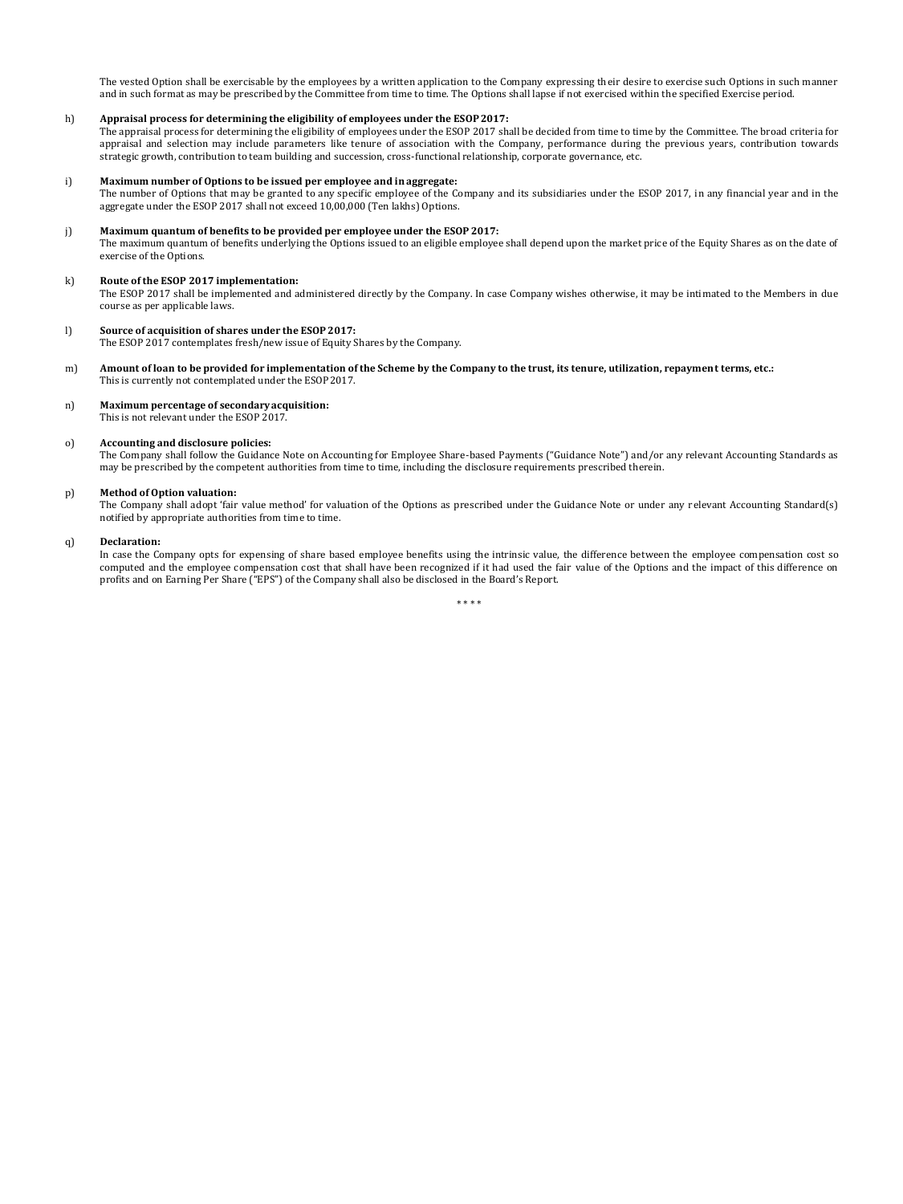The vested Option shall be exercisable by the employees by a written application to the Company expressing their desire to exercise such Options in such manner and in such format as may be prescribed by the Committee from time to time. The Options shall lapse if not exercised within the specified Exercise period.

h) **Appraisal process for determining the eligibility of employees under the ESOP 2017:**
The appraisal process for determining the eligibility of employees under the ESOP 2017 shall be decided from time to time by the Committee. The broad criteria for appraisal and selection may include parameters like tenure of association with the Company, performance during the previous years, contribution towards strategic growth, contribution to team building and succession, cross-functional relationship, corporate governance, etc.

i) **Maximum number of Options to be issued per employee and in aggregate:**
The number of Options that may be granted to any specific employee of the Company and its subsidiaries under the ESOP 2017, in any financial year and in the aggregate under the ESOP 2017 shall not exceed 10,00,000 (Ten lakhs) Options.

j) **Maximum quantum of benefits to be provided per employee under the ESOP 2017:**
The maximum quantum of benefits underlying the Options issued to an eligible employee shall depend upon the market price of the Equity Shares as on the date of exercise of the Options.

k) **Route of the ESOP 2017 implementation:**
The ESOP 2017 shall be implemented and administered directly by the Company. In case Company wishes otherwise, it may be intimated to the Members in due course as per applicable laws.

l) **Source of acquisition of shares under the ESOP 2017:**
The ESOP 2017 contemplates fresh/new issue of Equity Shares by the Company.

m) **Amount of loan to be provided for implementation of the Scheme by the Company to the trust, its tenure, utilization, repayment terms, etc.:**
This is currently not contemplated under the ESOP 2017.

n) **Maximum percentage of secondary acquisition:**
This is not relevant under the ESOP 2017.

o) **Accounting and disclosure policies:**
The Company shall follow the Guidance Note on Accounting for Employee Share-based Payments ("Guidance Note") and/or any relevant Accounting Standards as may be prescribed by the competent authorities from time to time, including the disclosure requirements prescribed therein.

p) **Method of Option valuation:**
The Company shall adopt 'fair value method' for valuation of the Options as prescribed under the Guidance Note or under any relevant Accounting Standard(s) notified by appropriate authorities from time to time.

q) **Declaration:**
In case the Company opts for expensing of share based employee benefits using the intrinsic value, the difference between the employee compensation cost so computed and the employee compensation cost that shall have been recognized if it had used the fair value of the Options and the impact of this difference on profits and on Earning Per Share ("EPS") of the Company shall also be disclosed in the Board's Report.

\* \* \* \*